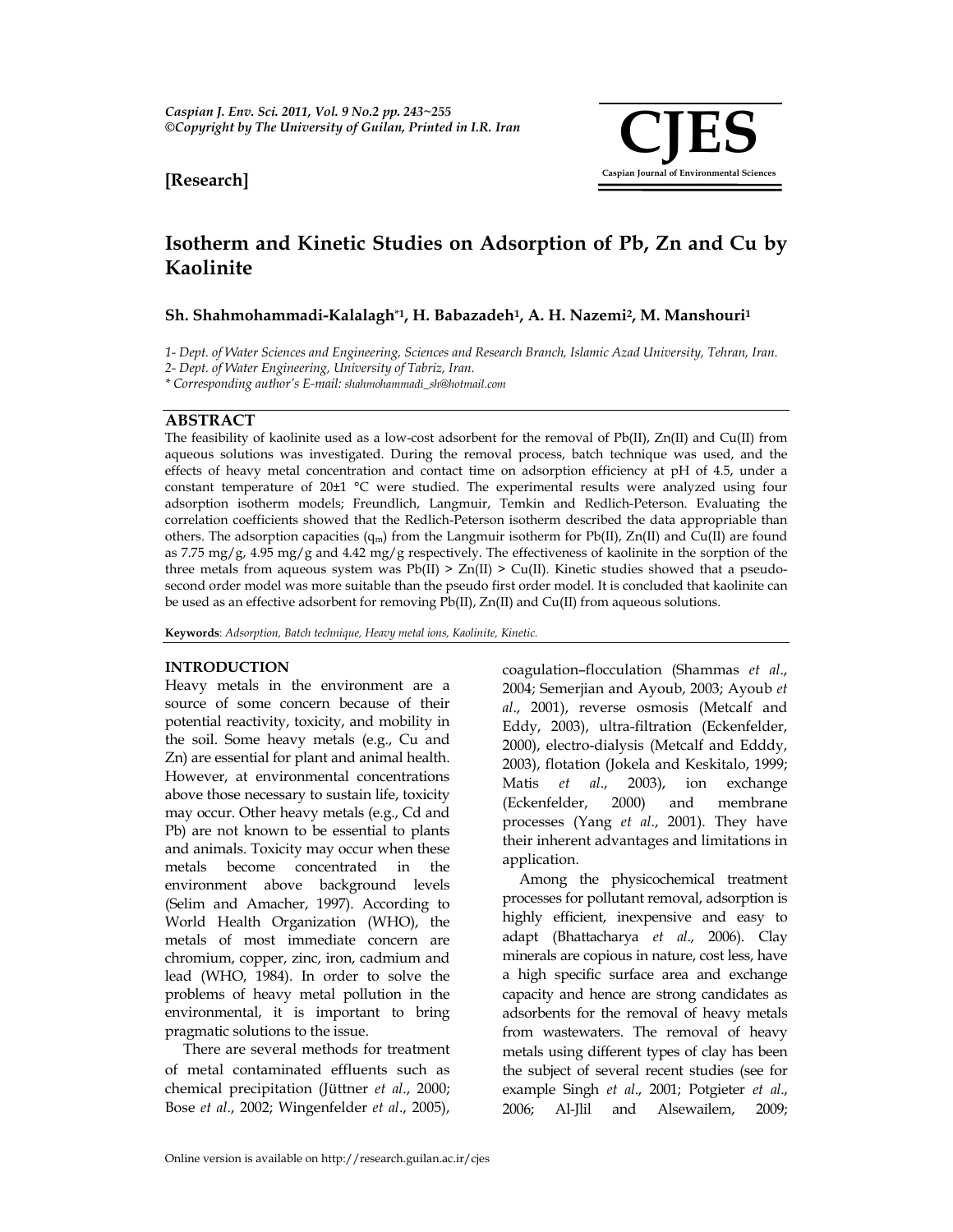**[Research]**

# Isotherm and Kinetic Studies on Adsorption of Pb, Zn and Cu by Kaolinite

**Sh. Shahmohammadi-Kalalagh*[1], H. Babazadeh[1], A. H. Nazemi[2], M. Manshouri[1]**

*1- Dept. of Water Sciences and Engineering, Sciences and Research Branch, Islamic Azad University, Tehran, Iran.*
*2- Dept. of Water Engineering, University of Tabriz, Iran.*
*\* Corresponding author's E-mail: shahmohammadi_sh@hotmail.com*

## ABSTRACT

The feasibility of kaolinite used as a low-cost adsorbent for the removal of Pb(II), Zn(II) and Cu(II) from aqueous solutions was investigated. During the removal process, batch technique was used, and the effects of heavy metal concentration and contact time on adsorption efficiency at pH of 4.5, under a constant temperature of 20±1 °C were studied. The experimental results were analyzed using four adsorption isotherm models; Freundlich, Langmuir, Temkin and Redlich-Peterson. Evaluating the correlation coefficients showed that the Redlich-Peterson isotherm described the data appropriable than others. The adsorption capacities ($q_m$) from the Langmuir isotherm for Pb(II), Zn(II) and Cu(II) are found as 7.75 mg/g, 4.95 mg/g and 4.42 mg/g respectively. The effectiveness of kaolinite in the sorption of the three metals from aqueous system was Pb(II) > Zn(II) > Cu(II). Kinetic studies showed that a pseudo-second order model was more suitable than the pseudo first order model. It is concluded that kaolinite can be used as an effective adsorbent for removing Pb(II), Zn(II) and Cu(II) from aqueous solutions.

**Keywords**: *Adsorption, Batch technique, Heavy metal ions, Kaolinite, Kinetic.*

## INTRODUCTION

Heavy metals in the environment are a source of some concern because of their potential reactivity, toxicity, and mobility in the soil. Some heavy metals (e.g., Cu and Zn) are essential for plant and animal health. However, at environmental concentrations above those necessary to sustain life, toxicity may occur. Other heavy metals (e.g., Cd and Pb) are not known to be essential to plants and animals. Toxicity may occur when these metals become concentrated in the environment above background levels (Selim and Amacher, 1997). According to World Health Organization (WHO), the metals of most immediate concern are chromium, copper, zinc, iron, cadmium and lead (WHO, 1984). In order to solve the problems of heavy metal pollution in the environmental, it is important to bring pragmatic solutions to the issue.

There are several methods for treatment of metal contaminated effluents such as chemical precipitation (Jüttner *et al*., 2000; Bose *et al*., 2002; Wingenfelder *et al*., 2005), coagulation–flocculation (Shammas *et al*., 2004; Semerjian and Ayoub, 2003; Ayoub *et al*., 2001), reverse osmosis (Metcalf and Eddy, 2003), ultra-filtration (Eckenfelder, 2000), electro-dialysis (Metcalf and Edddy, 2003), flotation (Jokela and Keskitalo, 1999; Matis *et al*., 2003), ion exchange (Eckenfelder, 2000) and membrane processes (Yang *et al*., 2001). They have their inherent advantages and limitations in application.

Among the physicochemical treatment processes for pollutant removal, adsorption is highly efficient, inexpensive and easy to adapt (Bhattacharya *et al*., 2006). Clay minerals are copious in nature, cost less, have a high specific surface area and exchange capacity and hence are strong candidates as adsorbents for the removal of heavy metals from wastewaters. The removal of heavy metals using different types of clay has been the subject of several recent studies (see for example Singh *et al*., 2001; Potgieter *et al*., 2006; Al-Jlil and Alsewailem, 2009;

Online version is available on http://research.guilan.ac.ir/cjes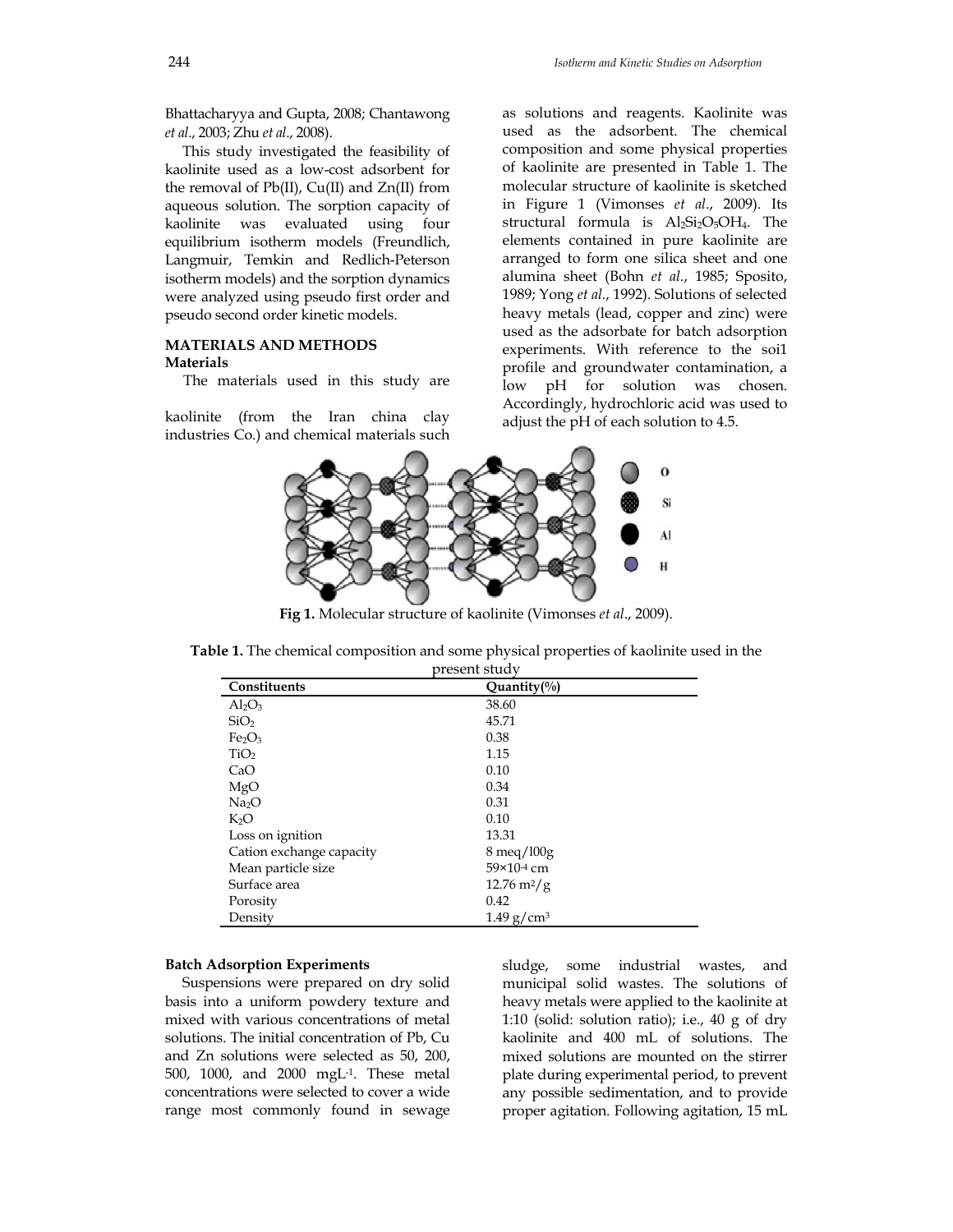Bhattacharyya and Gupta, 2008; Chantawong *et al*., 2003; Zhu *et al*., 2008).

This study investigated the feasibility of kaolinite used as a low-cost adsorbent for the removal of Pb(II), Cu(II) and Zn(II) from aqueous solution. The sorption capacity of kaolinite was evaluated using four equilibrium isotherm models (Freundlich, Langmuir, Temkin and Redlich-Peterson isotherm models) and the sorption dynamics were analyzed using pseudo first order and pseudo second order kinetic models.

## MATERIALS AND METHODS

### Materials

The materials used in this study are kaolinite (from the Iran china clay industries Co.) and chemical materials such as solutions and reagents. Kaolinite was used as the adsorbent. The chemical composition and some physical properties of kaolinite are presented in Table 1. The molecular structure of kaolinite is sketched in Figure 1 (Vimonses *et al*., 2009). Its structural formula is $Al_2Si_2O_5OH_4$. The elements contained in pure kaolinite are arranged to form one silica sheet and one alumina sheet (Bohn *et al*., 1985; Sposito, 1989; Yong *et al*., 1992). Solutions of selected heavy metals (lead, copper and zinc) were used as the adsorbate for batch adsorption experiments. With reference to the soi1 profile and groundwater contamination, a low pH for solution was chosen. Accordingly, hydrochloric acid was used to adjust the pH of each solution to 4.5.

**Fig 1.** Molecular structure of kaolinite (Vimonses *et al*., 2009).

**Table 1.** The chemical composition and some physical properties of kaolinite used in the present study

| Constituents | Quantity(%) |
|---|---|
| $Al_2O_3$ | 38.60 |
| $SiO_2$ | 45.71 |
| $Fe_2O_3$ | 0.38 |
| $TiO_2$ | 1.15 |
| CaO | 0.10 |
| MgO | 0.34 |
| $Na_2O$ | 0.31 |
| $K_2O$ | 0.10 |
| Loss on ignition | 13.31 |
| Cation exchange capacity | 8 meq/100g |
| Mean particle size | $59\times10^{-4}$ cm |
| Surface area | 12.76 $m^2/g$ |
| Porosity | 0.42 |
| Density | 1.49 $g/cm^3$ |

### Batch Adsorption Experiments

Suspensions were prepared on dry solid basis into a uniform powdery texture and mixed with various concentrations of metal solutions. The initial concentration of Pb, Cu and Zn solutions were selected as 50, 200, 500, 1000, and 2000 $mgL^{-1}$. These metal concentrations were selected to cover a wide range most commonly found in sewage sludge, some industrial wastes, and municipal solid wastes. The solutions of heavy metals were applied to the kaolinite at 1:10 (solid: solution ratio); i.e., 40 g of dry kaolinite and 400 mL of solutions. The mixed solutions are mounted on the stirrer plate during experimental period, to prevent any possible sedimentation, and to provide proper agitation. Following agitation, 15 mL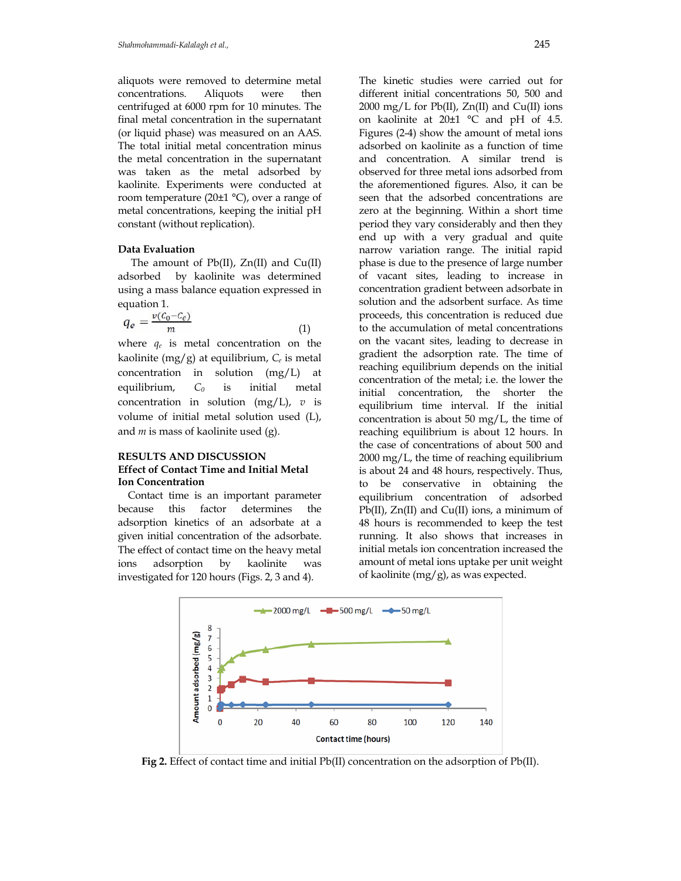aliquots were removed to determine metal concentrations. Aliquots were then centrifuged at 6000 rpm for 10 minutes. The final metal concentration in the supernatant (or liquid phase) was measured on an AAS. The total initial metal concentration minus the metal concentration in the supernatant was taken as the metal adsorbed by kaolinite. Experiments were conducted at room temperature (20±1 °C), over a range of metal concentrations, keeping the initial pH constant (without replication).

### Data Evaluation

The amount of Pb(II), Zn(II) and Cu(II) adsorbed by kaolinite was determined using a mass balance equation expressed in equation 1.

$$q_e = \frac{v(C_0 - C_e)}{m} \qquad (1)$$

where $q_e$ is metal concentration on the kaolinite (mg/g) at equilibrium, $C_e$ is metal concentration in solution (mg/L) at equilibrium, $C_0$ is initial metal concentration in solution (mg/L), $v$ is volume of initial metal solution used (L), and $m$ is mass of kaolinite used (g).

## RESULTS AND DISCUSSION

### Effect of Contact Time and Initial Metal Ion Concentration

Contact time is an important parameter because this factor determines the adsorption kinetics of an adsorbate at a given initial concentration of the adsorbate. The effect of contact time on the heavy metal ions adsorption by kaolinite was investigated for 120 hours (Figs. 2, 3 and 4).

The kinetic studies were carried out for different initial concentrations 50, 500 and 2000 mg/L for Pb(II), Zn(II) and Cu(II) ions on kaolinite at 20±1 °C and pH of 4.5. Figures (2-4) show the amount of metal ions adsorbed on kaolinite as a function of time and concentration. A similar trend is observed for three metal ions adsorbed from the aforementioned figures. Also, it can be seen that the adsorbed concentrations are zero at the beginning. Within a short time period they vary considerably and then they end up with a very gradual and quite narrow variation range. The initial rapid phase is due to the presence of large number of vacant sites, leading to increase in concentration gradient between adsorbate in solution and the adsorbent surface. As time proceeds, this concentration is reduced due to the accumulation of metal concentrations on the vacant sites, leading to decrease in gradient the adsorption rate. The time of reaching equilibrium depends on the initial concentration of the metal; i.e. the lower the initial concentration, the shorter the equilibrium time interval. If the initial concentration is about 50 mg/L, the time of reaching equilibrium is about 12 hours. In the case of concentrations of about 500 and 2000 mg/L, the time of reaching equilibrium is about 24 and 48 hours, respectively. Thus, to be conservative in obtaining the equilibrium concentration of adsorbed Pb(II), Zn(II) and Cu(II) ions, a minimum of 48 hours is recommended to keep the test running. It also shows that increases in initial metals ion concentration increased the amount of metal ions uptake per unit weight of kaolinite (mg/g), as was expected.

**Fig 2.** Effect of contact time and initial Pb(II) concentration on the adsorption of Pb(II).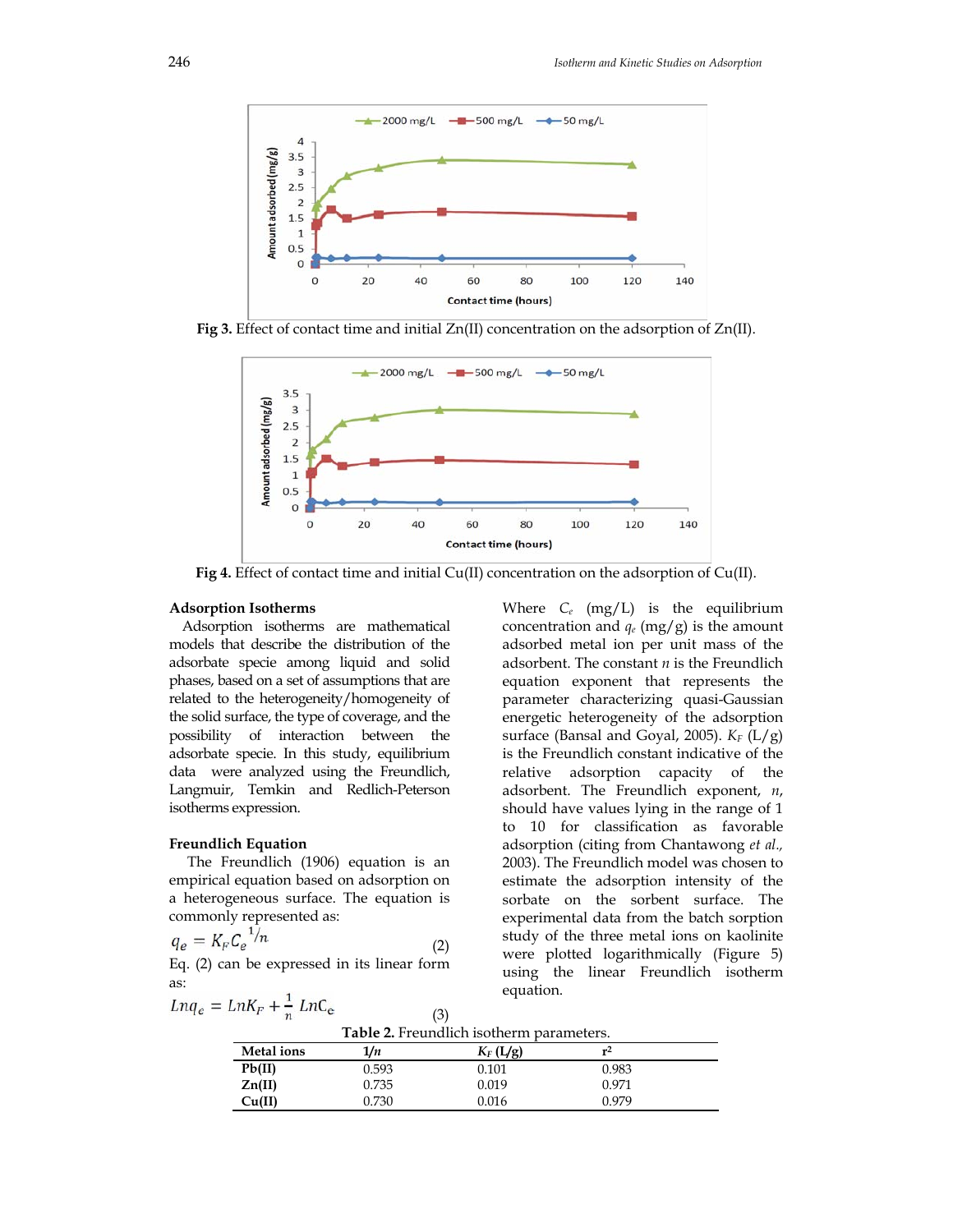Fig 3. Effect of contact time and initial Zn(II) concentration on the adsorption of Zn(II).

Fig 4. Effect of contact time and initial Cu(II) concentration on the adsorption of Cu(II).

### Adsorption Isotherms

Adsorption isotherms are mathematical models that describe the distribution of the adsorbate specie among liquid and solid phases, based on a set of assumptions that are related to the heterogeneity/homogeneity of the solid surface, the type of coverage, and the possibility of interaction between the adsorbate specie. In this study, equilibrium data were analyzed using the Freundlich, Langmuir, Temkin and Redlich-Peterson isotherms expression.

### Freundlich Equation

The Freundlich (1906) equation is an empirical equation based on adsorption on a heterogeneous surface. The equation is commonly represented as:

$$q_e = K_F C_e^{1/n} \quad (2)$$

Eq. (2) can be expressed in its linear form as:

$$Lnq_e = LnK_F + \frac{1}{n} LnC_e \quad (3)$$

Where $C_e$ (mg/L) is the equilibrium concentration and $q_e$ (mg/g) is the amount adsorbed metal ion per unit mass of the adsorbent. The constant $n$ is the Freundlich equation exponent that represents the parameter characterizing quasi-Gaussian energetic heterogeneity of the adsorption surface (Bansal and Goyal, 2005). $K_F$ (L/g) is the Freundlich constant indicative of the relative adsorption capacity of the adsorbent. The Freundlich exponent, $n$, should have values lying in the range of 1 to 10 for classification as favorable adsorption (citing from Chantawong *et al.*, 2003). The Freundlich model was chosen to estimate the adsorption intensity of the sorbate on the sorbent surface. The experimental data from the batch sorption study of the three metal ions on kaolinite were plotted logarithmically (Figure 5) using the linear Freundlich isotherm equation.

**Table 2.** Freundlich isotherm parameters.

| Metal ions | $1/n$ | $K_F$ (L/g) | $r^2$ |
|---|---|---|---|
| **Pb(II)** | 0.593 | 0.101 | 0.983 |
| **Zn(II)** | 0.735 | 0.019 | 0.971 |
| **Cu(II)** | 0.730 | 0.016 | 0.979 |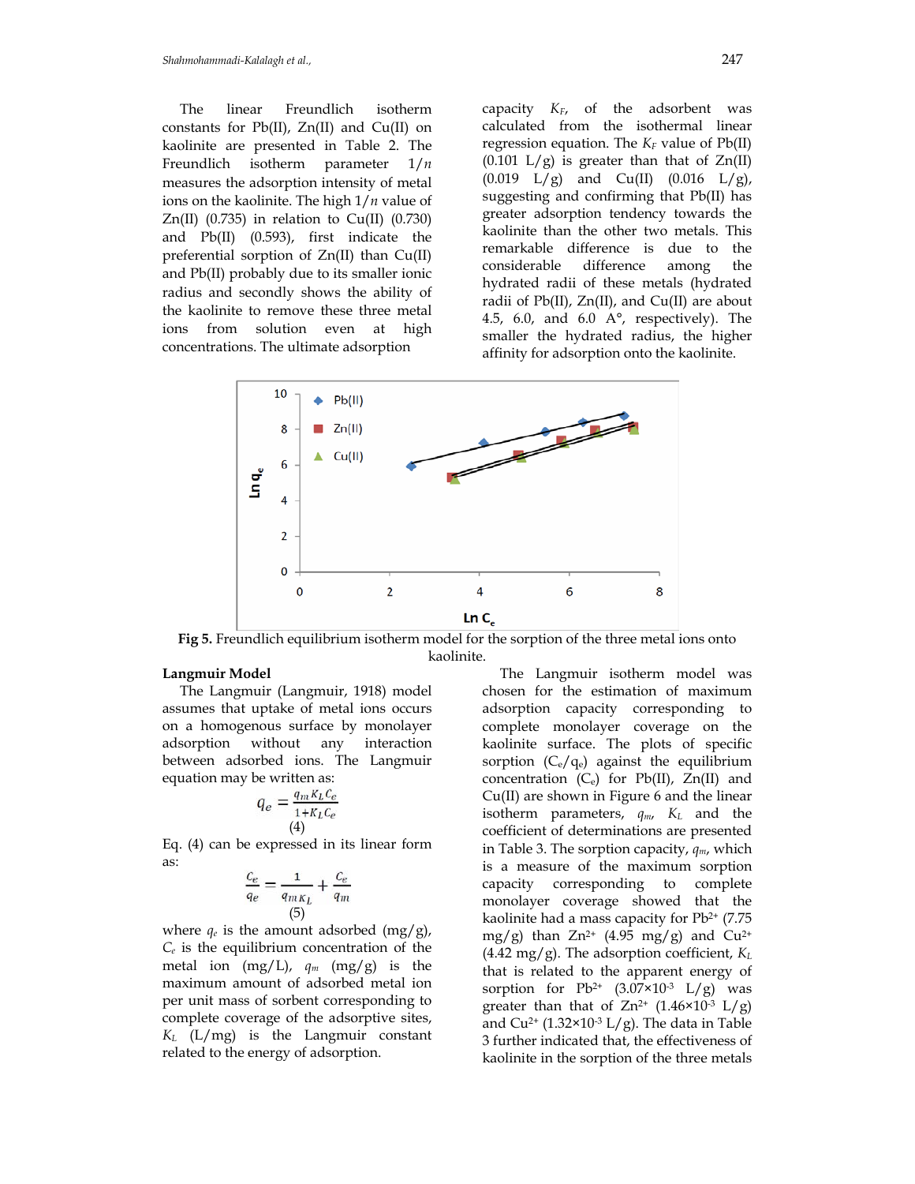The linear Freundlich isotherm constants for Pb(II), Zn(II) and Cu(II) on kaolinite are presented in Table 2. The Freundlich isotherm parameter $1/n$ measures the adsorption intensity of metal ions on the kaolinite. The high $1/n$ value of Zn(II) (0.735) in relation to Cu(II) (0.730) and Pb(II) (0.593), first indicate the preferential sorption of Zn(II) than Cu(II) and Pb(II) probably due to its smaller ionic radius and secondly shows the ability of the kaolinite to remove these three metal ions from solution even at high concentrations. The ultimate adsorption capacity $K_F$, of the adsorbent was calculated from the isothermal linear regression equation. The $K_F$ value of Pb(II) (0.101 L/g) is greater than that of Zn(II) (0.019 L/g) and Cu(II) (0.016 L/g), suggesting and confirming that Pb(II) has greater adsorption tendency towards the kaolinite than the other two metals. This remarkable difference is due to the considerable difference among the hydrated radii of these metals (hydrated radii of Pb(II), Zn(II), and Cu(II) are about 4.5, 6.0, and 6.0 A°, respectively). The smaller the hydrated radius, the higher affinity for adsorption onto the kaolinite.

**Fig 5.** Freundlich equilibrium isotherm model for the sorption of the three metal ions onto kaolinite.

**Langmuir Model**

The Langmuir (Langmuir, 1918) model assumes that uptake of metal ions occurs on a homogenous surface by monolayer adsorption without any interaction between adsorbed ions. The Langmuir equation may be written as:

$$q_e = \frac{q_m K_L C_e}{1+K_L C_e} \quad (4)$$

Eq. (4) can be expressed in its linear form as:

$$\frac{C_e}{q_e} = \frac{1}{q_m K_L} + \frac{C_e}{q_m} \quad (5)$$

where $q_e$ is the amount adsorbed (mg/g), $C_e$ is the equilibrium concentration of the metal ion (mg/L), $q_m$ (mg/g) is the maximum amount of adsorbed metal ion per unit mass of sorbent corresponding to complete coverage of the adsorptive sites, $K_L$ (L/mg) is the Langmuir constant related to the energy of adsorption.

The Langmuir isotherm model was chosen for the estimation of maximum adsorption capacity corresponding to complete monolayer coverage on the kaolinite surface. The plots of specific sorption ($C_e/q_e$) against the equilibrium concentration ($C_e$) for Pb(II), Zn(II) and Cu(II) are shown in Figure 6 and the linear isotherm parameters, $q_m$, $K_L$ and the coefficient of determinations are presented in Table 3. The sorption capacity, $q_m$, which is a measure of the maximum sorption capacity corresponding to complete monolayer coverage showed that the kaolinite had a mass capacity for $Pb^{2+}$ (7.75 mg/g) than $Zn^{2+}$ (4.95 mg/g) and $Cu^{2+}$ (4.42 mg/g). The adsorption coefficient, $K_L$ that is related to the apparent energy of sorption for $Pb^{2+}$ ($3.07\times10^{-3}$ L/g) was greater than that of $Zn^{2+}$ ($1.46\times10^{-3}$ L/g) and $Cu^{2+}$ ($1.32\times10^{-3}$ L/g). The data in Table 3 further indicated that, the effectiveness of kaolinite in the sorption of the three metals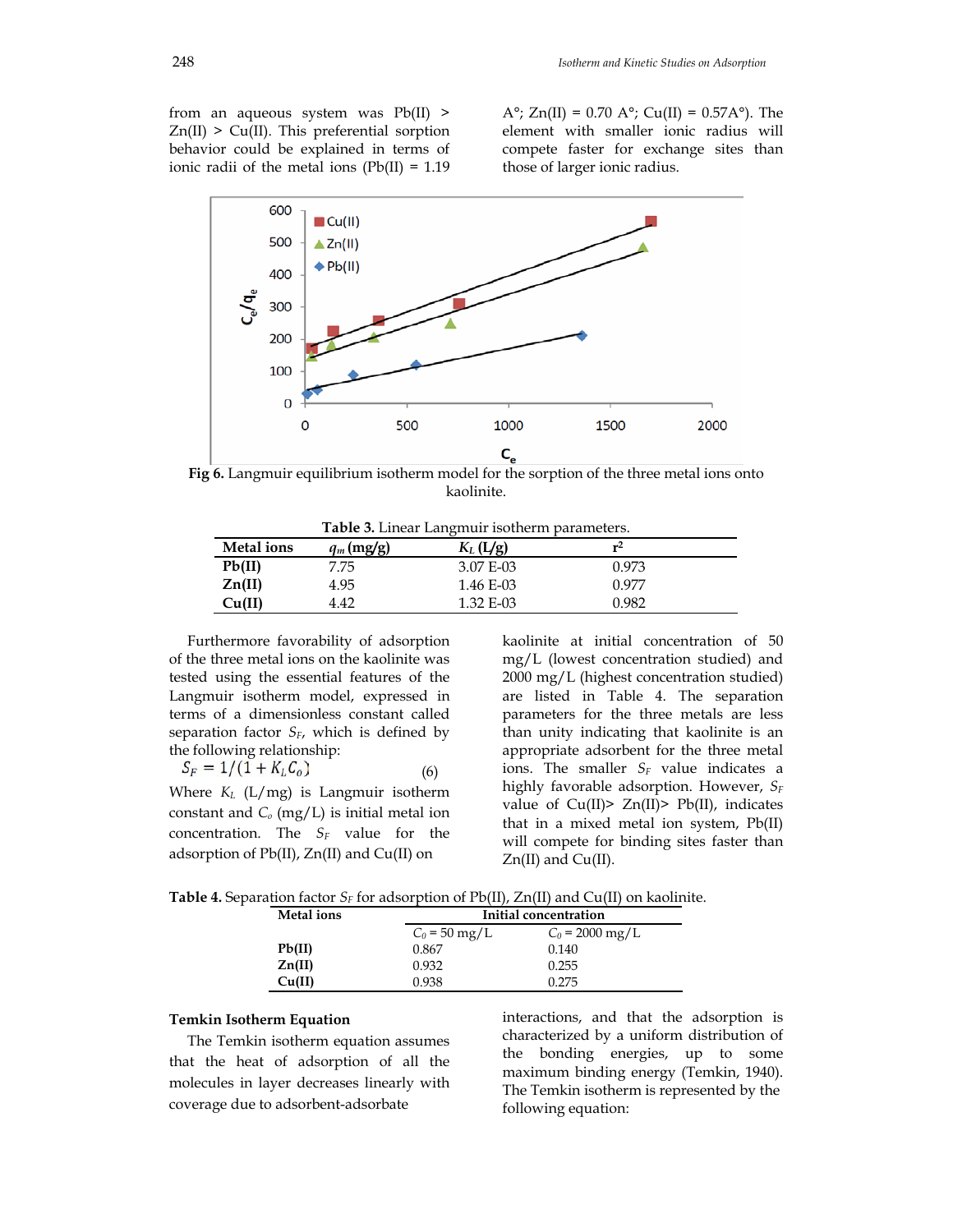from an aqueous system was Pb(II) > Zn(II) > Cu(II). This preferential sorption behavior could be explained in terms of ionic radii of the metal ions (Pb(II) = 1.19 A°; Zn(II) = 0.70 A°; Cu(II) = 0.57A°). The element with smaller ionic radius will compete faster for exchange sites than those of larger ionic radius.

**Fig 6.** Langmuir equilibrium isotherm model for the sorption of the three metal ions onto kaolinite.

**Table 3.** Linear Langmuir isotherm parameters.

| Metal ions | $q_m$ (mg/g) | $K_L$ (L/g) | $r^2$ |
|---|---|---|---|
| **Pb(II)** | 7.75 | 3.07 E-03 | 0.973 |
| **Zn(II)** | 4.95 | 1.46 E-03 | 0.977 |
| **Cu(II)** | 4.42 | 1.32 E-03 | 0.982 |

Furthermore favorability of adsorption of the three metal ions on the kaolinite was tested using the essential features of the Langmuir isotherm model, expressed in terms of a dimensionless constant called separation factor $S_F$, which is defined by the following relationship:

$$S_F = 1/(1 + K_L C_o) \qquad (6)$$

Where $K_L$ (L/mg) is Langmuir isotherm constant and $C_o$ (mg/L) is initial metal ion concentration. The $S_F$ value for the adsorption of Pb(II), Zn(II) and Cu(II) on kaolinite at initial concentration of 50 mg/L (lowest concentration studied) and 2000 mg/L (highest concentration studied) are listed in Table 4. The separation parameters for the three metals are less than unity indicating that kaolinite is an appropriate adsorbent for the three metal ions. The smaller $S_F$ value indicates a highly favorable adsorption. However, $S_F$ value of Cu(II)> Zn(II)> Pb(II), indicates that in a mixed metal ion system, Pb(II) will compete for binding sites faster than Zn(II) and Cu(II).

**Table 4.** Separation factor $S_F$ for adsorption of Pb(II), Zn(II) and Cu(II) on kaolinite.

| Metal ions | Initial concentration | |
|---|---|---|
| | $C_0$ = 50 mg/L | $C_0$ = 2000 mg/L |
| **Pb(II)** | 0.867 | 0.140 |
| **Zn(II)** | 0.932 | 0.255 |
| **Cu(II)** | 0.938 | 0.275 |

### Temkin Isotherm Equation

The Temkin isotherm equation assumes that the heat of adsorption of all the molecules in layer decreases linearly with coverage due to adsorbent-adsorbate interactions, and that the adsorption is characterized by a uniform distribution of the bonding energies, up to some maximum binding energy (Temkin, 1940). The Temkin isotherm is represented by the following equation: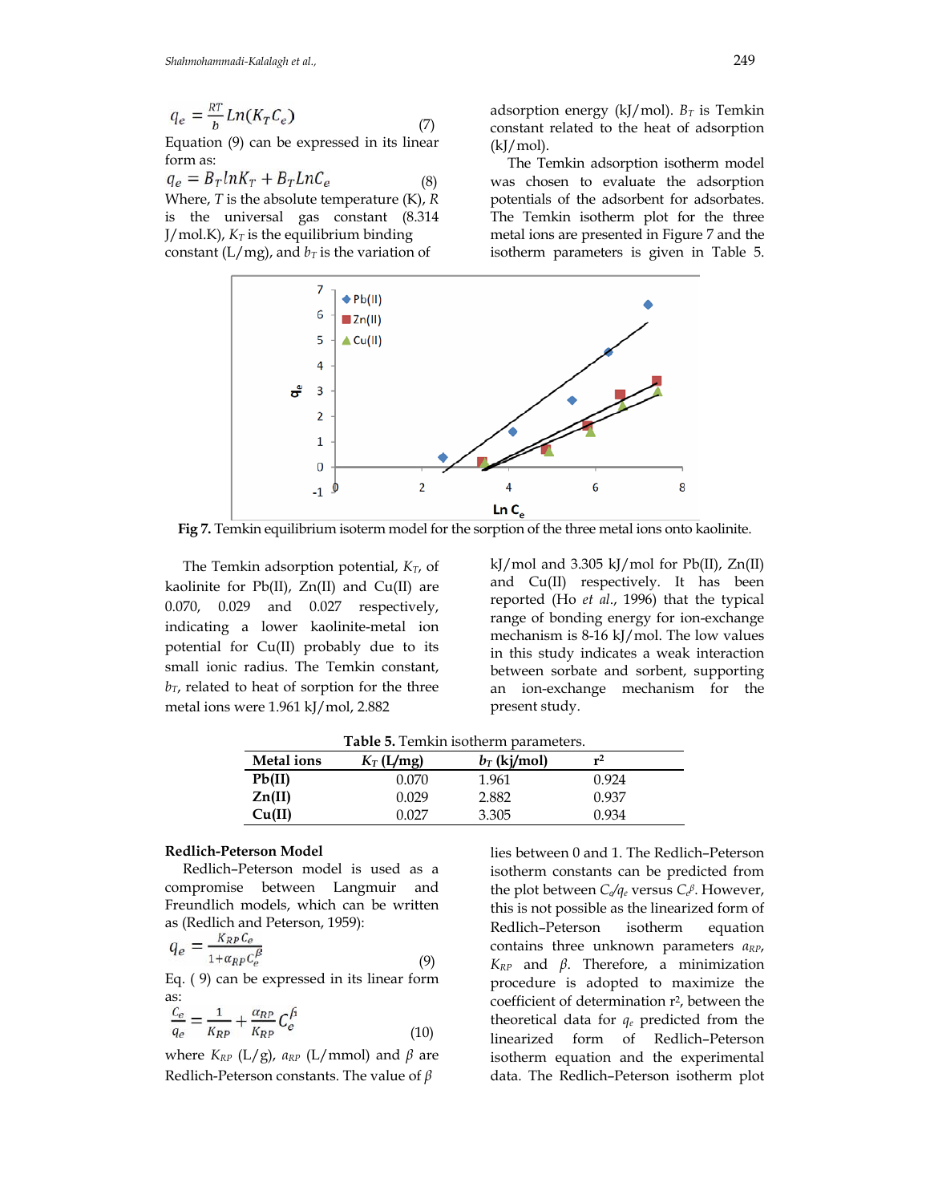$$q_e = \frac{RT}{b} Ln(K_T C_e) \quad (7)$$

Equation (9) can be expressed in its linear form as:

$$q_e = B_T lnK_T + B_T LnC_e \quad (8)$$

Where, $T$ is the absolute temperature (K), $R$ is the universal gas constant (8.314 J/mol.K), $K_T$ is the equilibrium binding constant (L/mg), and $b_T$ is the variation of adsorption energy (kJ/mol). $B_T$ is Temkin constant related to the heat of adsorption (kJ/mol).

The Temkin adsorption isotherm model was chosen to evaluate the adsorption potentials of the adsorbent for adsorbates. The Temkin isotherm plot for the three metal ions are presented in Figure 7 and the isotherm parameters is given in Table 5.

**Fig 7.** Temkin equilibrium isoterm model for the sorption of the three metal ions onto kaolinite.

The Temkin adsorption potential, $K_T$, of kaolinite for Pb(II), Zn(II) and Cu(II) are 0.070, 0.029 and 0.027 respectively, indicating a lower kaolinite-metal ion potential for Cu(II) probably due to its small ionic radius. The Temkin constant, $b_T$, related to heat of sorption for the three metal ions were 1.961 kJ/mol, 2.882 kJ/mol and 3.305 kJ/mol for Pb(II), Zn(II) and Cu(II) respectively. It has been reported (Ho *et al.*, 1996) that the typical range of bonding energy for ion-exchange mechanism is 8-16 kJ/mol. The low values in this study indicates a weak interaction between sorbate and sorbent, supporting an ion-exchange mechanism for the present study.

**Table 5.** Temkin isotherm parameters.

| Metal ions | $K_T$ (L/mg) | $b_T$ (kj/mol) | $r^2$ |
|---|---|---|---|
| **Pb(II)** | 0.070 | 1.961 | 0.924 |
| **Zn(II)** | 0.029 | 2.882 | 0.937 |
| **Cu(II)** | 0.027 | 3.305 | 0.934 |

**Redlich-Peterson Model**

Redlich–Peterson model is used as a compromise between Langmuir and Freundlich models, which can be written as (Redlich and Peterson, 1959):

$$q_e = \frac{K_{RP} C_e}{1 + \alpha_{RP} C_e^{\beta}} \quad (9)$$

Eq. ( 9) can be expressed in its linear form as:

$$\frac{C_e}{q_e} = \frac{1}{K_{RP}} + \frac{\alpha_{RP}}{K_{RP}} C_e^{\beta} \quad (10)$$

where $K_{RP}$ (L/g), $\alpha_{RP}$ (L/mmol) and $\beta$ are Redlich-Peterson constants. The value of $\beta$ lies between 0 and 1. The Redlich–Peterson isotherm constants can be predicted from the plot between $C_e/q_e$ versus $C_e^{\beta}$. However, this is not possible as the linearized form of Redlich–Peterson isotherm equation contains three unknown parameters $\alpha_{RP}$, $K_{RP}$ and $\beta$. Therefore, a minimization procedure is adopted to maximize the coefficient of determination $r^2$, between the theoretical data for $q_e$ predicted from the linearized form of Redlich–Peterson isotherm equation and the experimental data. The Redlich–Peterson isotherm plot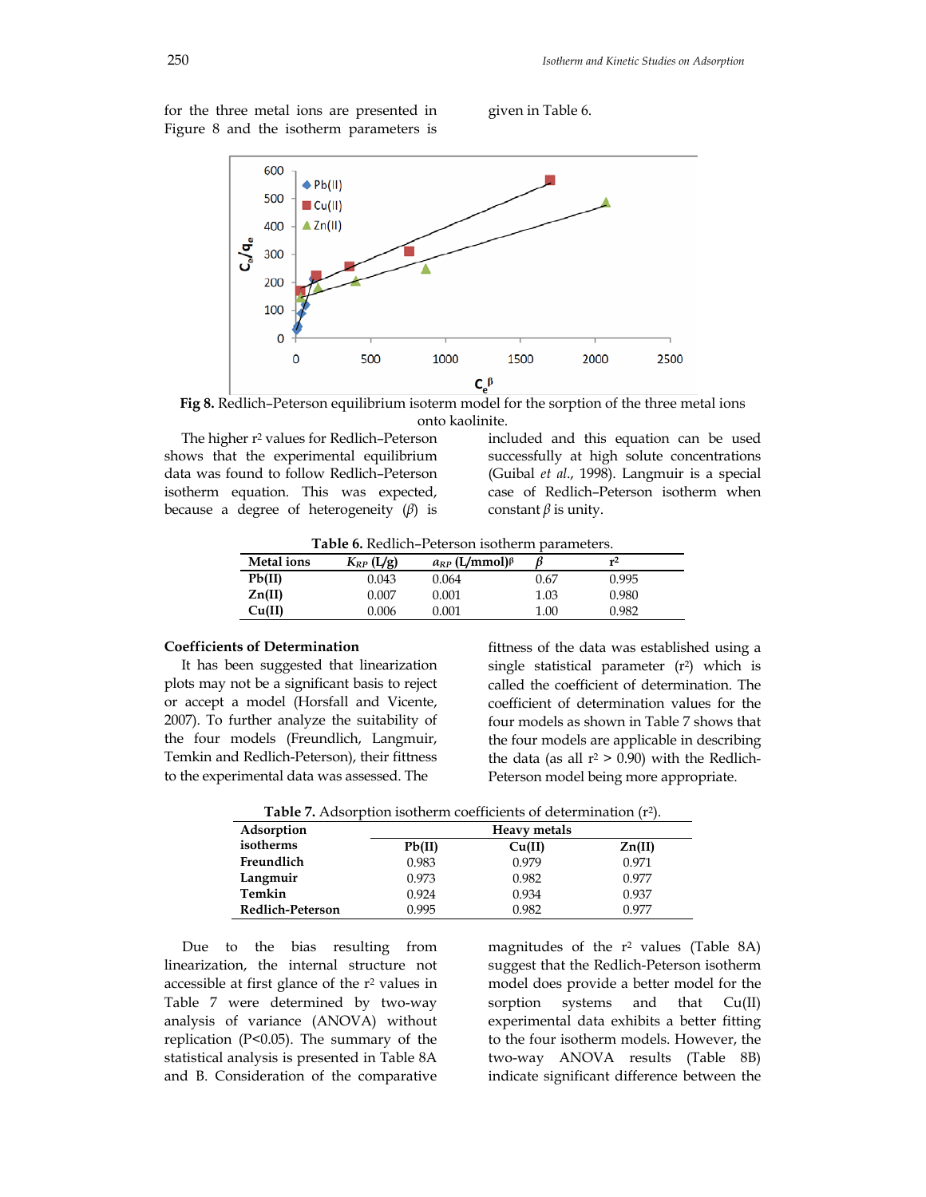for the three metal ions are presented in Figure 8 and the isotherm parameters is given in Table 6.

**Fig 8.** Redlich–Peterson equilibrium isoterm model for the sorption of the three metal ions onto kaolinite.

The higher $r^2$ values for Redlich–Peterson shows that the experimental equilibrium data was found to follow Redlich–Peterson isotherm equation. This was expected, because a degree of heterogeneity ($\beta$) is included and this equation can be used successfully at high solute concentrations (Guibal *et al.*, 1998). Langmuir is a special case of Redlich–Peterson isotherm when constant $\beta$ is unity.

**Table 6.** Redlich–Peterson isotherm parameters.

| Metal ions | $K_{RP}$ (L/g) | $a_{RP}$ (L/mmol)$^{\beta}$ | $\beta$ | $r^2$ |
|---|---|---|---|---|
| **Pb(II)** | 0.043 | 0.064 | 0.67 | 0.995 |
| **Zn(II)** | 0.007 | 0.001 | 1.03 | 0.980 |
| **Cu(II)** | 0.006 | 0.001 | 1.00 | 0.982 |

### Coefficients of Determination

It has been suggested that linearization plots may not be a significant basis to reject or accept a model (Horsfall and Vicente, 2007). To further assess the suitability of the four models (Freundlich, Langmuir, Temkin and Redlich-Peterson), their fitness to the experimental data was assessed. The fittness of the data was established using a single statistical parameter ($r^2$) which is called the coefficient of determination. The coefficient of determination values for the four models as shown in Table 7 shows that the four models are applicable in describing the data (as all $r^2 > 0.90$) with the Redlich-Peterson model being more appropriate.

**Table 7.** Adsorption isotherm coefficients of determination ($r^2$).

| Adsorption isotherms | Heavy metals | | |
|---|---|---|---|
| | **Pb(II)** | **Cu(II)** | **Zn(II)** |
| **Freundlich** | 0.983 | 0.979 | 0.971 |
| **Langmuir** | 0.973 | 0.982 | 0.977 |
| **Temkin** | 0.924 | 0.934 | 0.937 |
| **Redlich-Peterson** | 0.995 | 0.982 | 0.977 |

Due to the bias resulting from linearization, the internal structure not accessible at first glance of the $r^2$ values in Table 7 were determined by two-way analysis of variance (ANOVA) without replication ($P<0.05$). The summary of the statistical analysis is presented in Table 8A and B. Consideration of the comparative magnitudes of the $r^2$ values (Table 8A) suggest that the Redlich-Peterson isotherm model does provide a better model for the sorption systems and that Cu(II) experimental data exhibits a better fitting to the four isotherm models. However, the two-way ANOVA results (Table 8B) indicate significant difference between the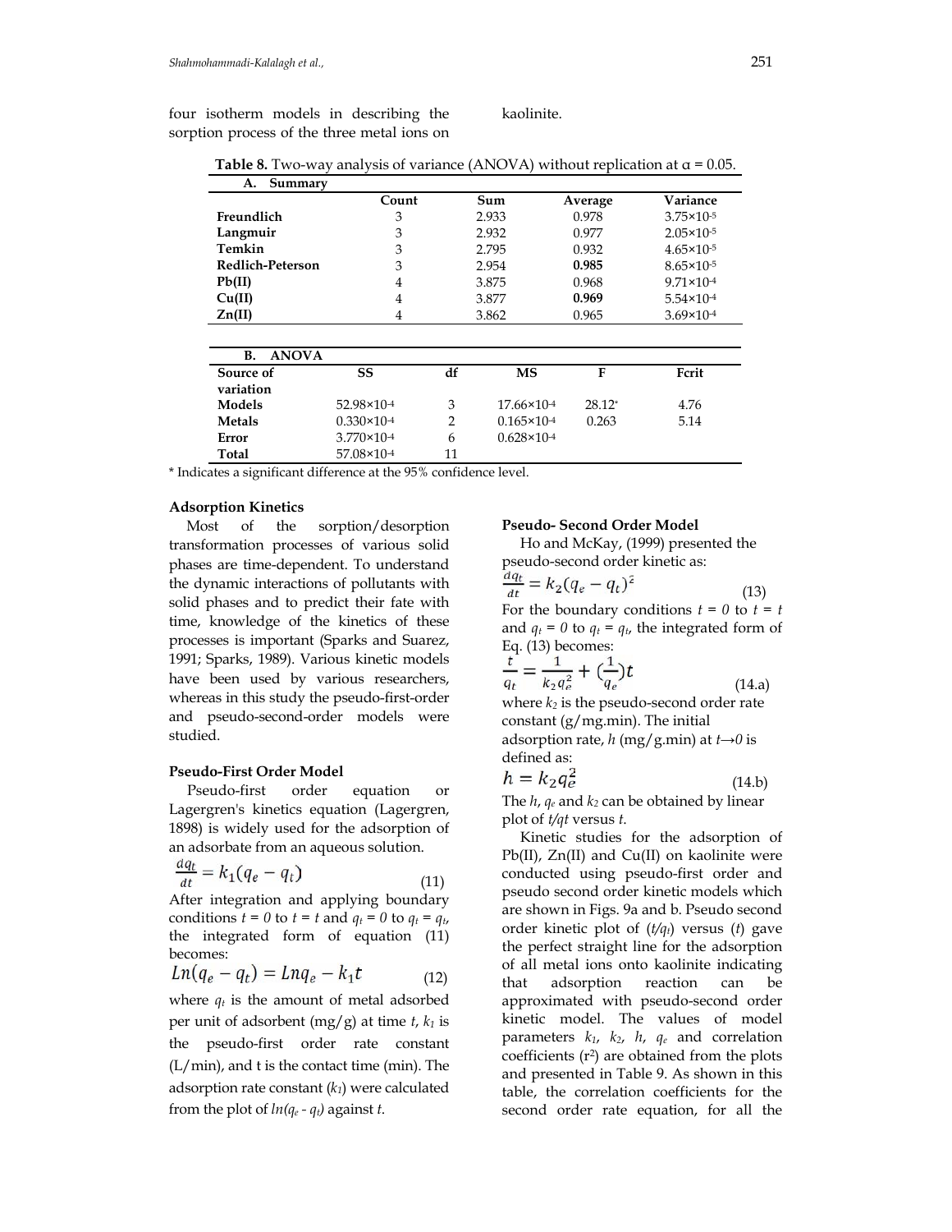four isotherm models in describing the sorption process of the three metal ions on kaolinite.

**Table 8.** Two-way analysis of variance (ANOVA) without replication at α = 0.05.

**A. Summary**

| | Count | Sum | Average | Variance |
|---|---|---|---|---|
| **Freundlich** | 3 | 2.933 | 0.978 | $3.75\times10^{-5}$ |
| **Langmuir** | 3 | 2.932 | 0.977 | $2.05\times10^{-5}$ |
| **Temkin** | 3 | 2.795 | 0.932 | $4.65\times10^{-5}$ |
| **Redlich-Peterson** | 3 | 2.954 | **0.985** | $8.65\times10^{-5}$ |
| **Pb(II)** | 4 | 3.875 | 0.968 | $9.71\times10^{-4}$ |
| **Cu(II)** | 4 | 3.877 | **0.969** | $5.54\times10^{-4}$ |
| **Zn(II)** | 4 | 3.862 | 0.965 | $3.69\times10^{-4}$ |

**B. ANOVA**

| Source of variation | SS | df | MS | F | Fcrit |
|---|---|---|---|---|---|
| **Models** | $52.98\times10^{-4}$ | 3 | $17.66\times10^{-4}$ | 28.12* | 4.76 |
| **Metals** | $0.330\times10^{-4}$ | 2 | $0.165\times10^{-4}$ | 0.263 | 5.14 |
| **Error** | $3.770\times10^{-4}$ | 6 | $0.628\times10^{-4}$ | | |
| **Total** | $57.08\times10^{-4}$ | 11 | | | |

* Indicates a significant difference at the 95% confidence level.

## Adsorption Kinetics

Most of the sorption/desorption transformation processes of various solid phases are time-dependent. To understand the dynamic interactions of pollutants with solid phases and to predict their fate with time, knowledge of the kinetics of these processes is important (Sparks and Suarez, 1991; Sparks, 1989). Various kinetic models have been used by various researchers, whereas in this study the pseudo-first-order and pseudo-second-order models were studied.

### Pseudo-First Order Model

Pseudo-first order equation or Lagergren's kinetics equation (Lagergren, 1898) is widely used for the adsorption of an adsorbate from an aqueous solution.

$$\frac{dq_t}{dt} = k_1(q_e - q_t) \tag{11}$$

After integration and applying boundary conditions $t = 0$ to $t = t$ and $q_t = 0$ to $q_t = q_t$, the integrated form of equation (11) becomes:

$$Ln(q_e - q_t) = Lnq_e - k_1 t \tag{12}$$

where $q_t$ is the amount of metal adsorbed per unit of adsorbent (mg/g) at time $t$, $k_1$ is the pseudo-first order rate constant (L/min), and t is the contact time (min). The adsorption rate constant ($k_1$) were calculated from the plot of $ln(q_e - q_t)$ against $t$.

### Pseudo- Second Order Model

Ho and McKay, (1999) presented the pseudo-second order kinetic as:

$$\frac{dq_t}{dt} = k_2(q_e - q_t)^2 \tag{13}$$

For the boundary conditions $t = 0$ to $t = t$ and $q_t = 0$ to $q_t = q_t$, the integrated form of Eq. (13) becomes:

$$\frac{t}{q_t} = \frac{1}{k_2 q_e^2} + (\frac{1}{q_e})t \tag{14.a}$$

where $k_2$ is the pseudo-second order rate constant (g/mg.min). The initial adsorption rate, $h$ (mg/g.min) at $t\rightarrow0$ is defined as:

$$h = k_2 q_e^2 \tag{14.b}$$

The $h$, $q_e$ and $k_2$ can be obtained by linear plot of $t/qt$ versus $t$.

Kinetic studies for the adsorption of Pb(II), Zn(II) and Cu(II) on kaolinite were conducted using pseudo-first order and pseudo second order kinetic models which are shown in Figs. 9a and b. Pseudo second order kinetic plot of ($t/q_t$) versus ($t$) gave the perfect straight line for the adsorption of all metal ions onto kaolinite indicating that adsorption reaction can be approximated with pseudo-second order kinetic model. The values of model parameters $k_1$, $k_2$, $h$, $q_e$ and correlation coefficients ($r^2$) are obtained from the plots and presented in Table 9. As shown in this table, the correlation coefficients for the second order rate equation, for all the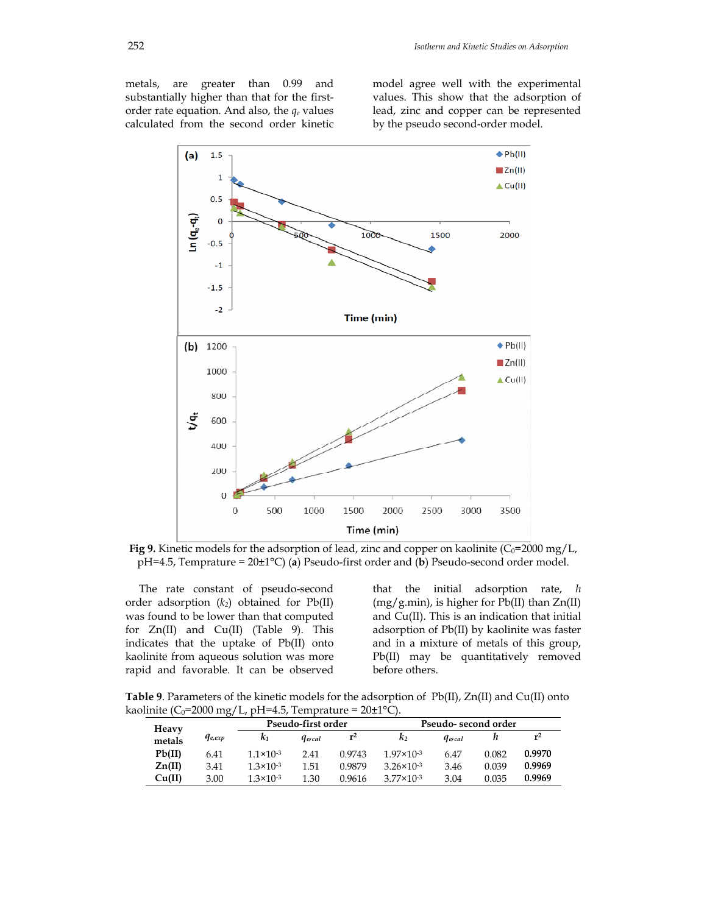metals, are greater than 0.99 and substantially higher than that for the first-order rate equation. And also, the $q_e$ values calculated from the second order kinetic model agree well with the experimental values. This show that the adsorption of lead, zinc and copper can be represented by the pseudo second-order model.

**Fig 9.** Kinetic models for the adsorption of lead, zinc and copper on kaolinite ($C_0$=2000 mg/L, pH=4.5, Temprature = 20±1°C) (**a**) Pseudo-first order and (**b**) Pseudo-second order model.

The rate constant of pseudo-second order adsorption ($k_2$) obtained for Pb(II) was found to be lower than that computed for Zn(II) and Cu(II) (Table 9). This indicates that the uptake of Pb(II) onto kaolinite from aqueous solution was more rapid and favorable. It can be observed that the initial adsorption rate, *h* (mg/g.min), is higher for Pb(II) than Zn(II) and Cu(II). This is an indication that initial adsorption of Pb(II) by kaolinite was faster and in a mixture of metals of this group, Pb(II) may be quantitatively removed before others.

**Table 9**. Parameters of the kinetic models for the adsorption of Pb(II), Zn(II) and Cu(II) onto kaolinite ($C_0$=2000 mg/L, pH=4.5, Temprature = 20±1°C).

| Heavy metals | $q_{e,exp}$ | Pseudo-first order | | | Pseudo- second order | | | |
|---|---|---|---|---|---|---|---|---|
| | | $k_1$ | $q_{e,cal}$ | $r^2$ | $k_2$ | $q_{e,cal}$ | $h$ | $r^2$ |
| **Pb(II)** | 6.41 | $1.1\times10^{-3}$ | 2.41 | 0.9743 | $1.97\times10^{-3}$ | 6.47 | 0.082 | **0.9970** |
| **Zn(II)** | 3.41 | $1.3\times10^{-3}$ | 1.51 | 0.9879 | $3.26\times10^{-3}$ | 3.46 | 0.039 | **0.9969** |
| **Cu(II)** | 3.00 | $1.3\times10^{-3}$ | 1.30 | 0.9616 | $3.77\times10^{-3}$ | 3.04 | 0.035 | **0.9969** |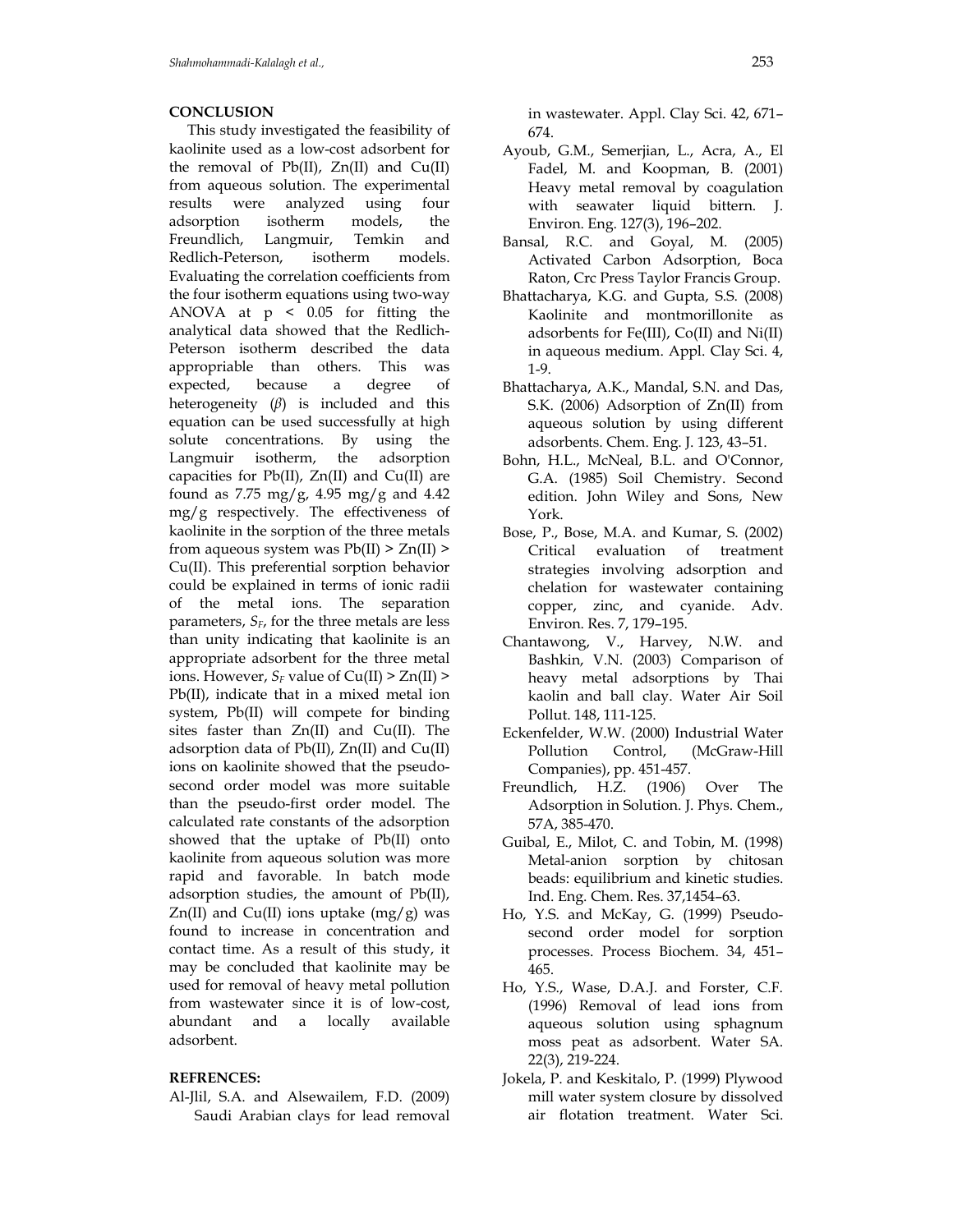## CONCLUSION

This study investigated the feasibility of kaolinite used as a low-cost adsorbent for the removal of Pb(II), Zn(II) and Cu(II) from aqueous solution. The experimental results were analyzed using four adsorption isotherm models, the Freundlich, Langmuir, Temkin and Redlich-Peterson, isotherm models. Evaluating the correlation coefficients from the four isotherm equations using two-way ANOVA at $p < 0.05$ for fitting the analytical data showed that the Redlich-Peterson isotherm described the data appropriable than others. This was expected, because a degree of heterogeneity ($\beta$) is included and this equation can be used successfully at high solute concentrations. By using the Langmuir isotherm, the adsorption capacities for Pb(II), Zn(II) and Cu(II) are found as 7.75 mg/g, 4.95 mg/g and 4.42 mg/g respectively. The effectiveness of kaolinite in the sorption of the three metals from aqueous system was Pb(II) > Zn(II) > Cu(II). This preferential sorption behavior could be explained in terms of ionic radii of the metal ions. The separation parameters, $S_F$, for the three metals are less than unity indicating that kaolinite is an appropriate adsorbent for the three metal ions. However, $S_F$ value of Cu(II) > Zn(II) > Pb(II), indicate that in a mixed metal ion system, Pb(II) will compete for binding sites faster than Zn(II) and Cu(II). The adsorption data of Pb(II), Zn(II) and Cu(II) ions on kaolinite showed that the pseudo-second order model was more suitable than the pseudo-first order model. The calculated rate constants of the adsorption showed that the uptake of Pb(II) onto kaolinite from aqueous solution was more rapid and favorable. In batch mode adsorption studies, the amount of Pb(II), Zn(II) and Cu(II) ions uptake (mg/g) was found to increase in concentration and contact time. As a result of this study, it may be concluded that kaolinite may be used for removal of heavy metal pollution from wastewater since it is of low-cost, abundant and a locally available adsorbent.

## REFRENCES:

Al-Jlil, S.A. and Alsewailem, F.D. (2009) Saudi Arabian clays for lead removal in wastewater. Appl. Clay Sci. 42, 671–674.

Ayoub, G.M., Semerjian, L., Acra, A., El Fadel, M. and Koopman, B. (2001) Heavy metal removal by coagulation with seawater liquid bittern. J. Environ. Eng. 127(3), 196–202.

Bansal, R.C. and Goyal, M. (2005) Activated Carbon Adsorption, Boca Raton, Crc Press Taylor Francis Group.

Bhattacharya, K.G. and Gupta, S.S. (2008) Kaolinite and montmorillonite as adsorbents for Fe(III), Co(II) and Ni(II) in aqueous medium. Appl. Clay Sci. 4, 1-9.

Bhattacharya, A.K., Mandal, S.N. and Das, S.K. (2006) Adsorption of Zn(II) from aqueous solution by using different adsorbents. Chem. Eng. J. 123, 43–51.

Bohn, H.L., McNeal, B.L. and O'Connor, G.A. (1985) Soil Chemistry. Second edition. John Wiley and Sons, New York.

Bose, P., Bose, M.A. and Kumar, S. (2002) Critical evaluation of treatment strategies involving adsorption and chelation for wastewater containing copper, zinc, and cyanide. Adv. Environ. Res. 7, 179–195.

Chantawong, V., Harvey, N.W. and Bashkin, V.N. (2003) Comparison of heavy metal adsorptions by Thai kaolin and ball clay. Water Air Soil Pollut. 148, 111-125.

Eckenfelder, W.W. (2000) Industrial Water Pollution Control, (McGraw-Hill Companies), pp. 451-457.

Freundlich, H.Z. (1906) Over The Adsorption in Solution. J. Phys. Chem., 57A, 385-470.

Guibal, E., Milot, C. and Tobin, M. (1998) Metal-anion sorption by chitosan beads: equilibrium and kinetic studies. Ind. Eng. Chem. Res. 37,1454–63.

Ho, Y.S. and McKay, G. (1999) Pseudo-second order model for sorption processes. Process Biochem. 34, 451–465.

Ho, Y.S., Wase, D.A.J. and Forster, C.F. (1996) Removal of lead ions from aqueous solution using sphagnum moss peat as adsorbent. Water SA. 22(3), 219-224.

Jokela, P. and Keskitalo, P. (1999) Plywood mill water system closure by dissolved air flotation treatment. Water Sci.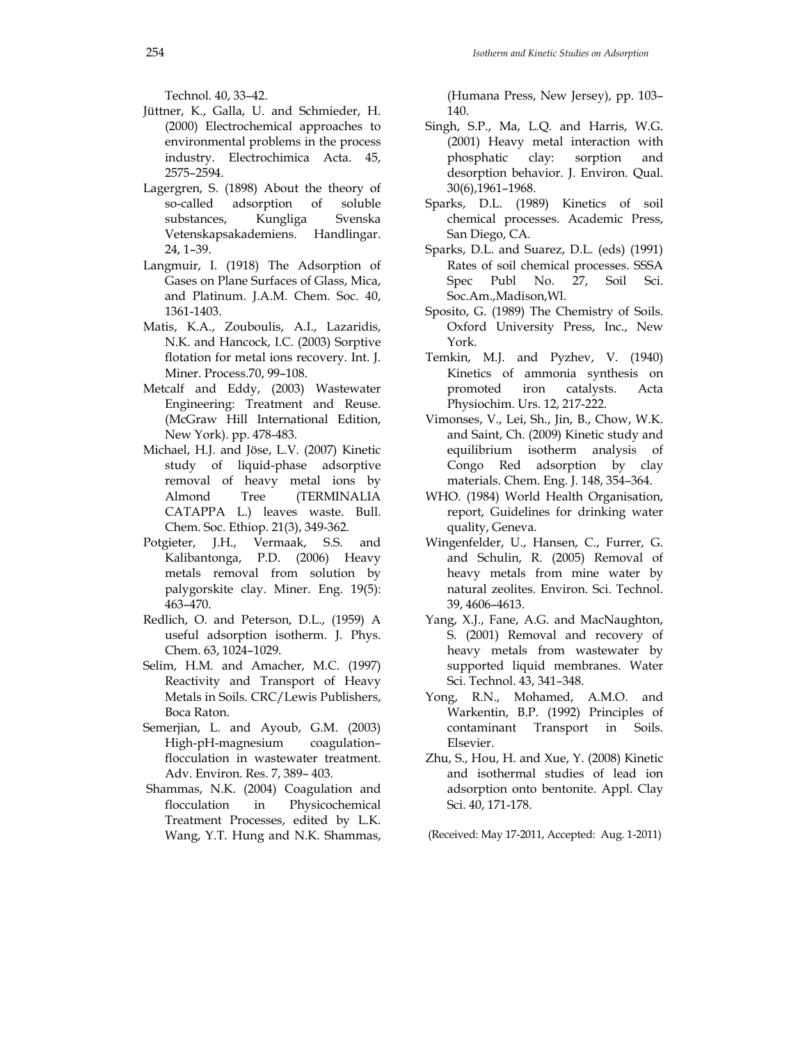Technol. 40, 33–42.

Jüttner, K., Galla, U. and Schmieder, H. (2000) Electrochemical approaches to environmental problems in the process industry. Electrochimica Acta. 45, 2575–2594.

Lagergren, S. (1898) About the theory of so-called adsorption of soluble substances, Kungliga Svenska Vetenskapsakademiens. Handlingar. 24, 1–39.

Langmuir, I. (1918) The Adsorption of Gases on Plane Surfaces of Glass, Mica, and Platinum. J.A.M. Chem. Soc. 40, 1361-1403.

Matis, K.A., Zouboulis, A.I., Lazaridis, N.K. and Hancock, I.C. (2003) Sorptive flotation for metal ions recovery. Int. J. Miner. Process.70, 99–108.

Metcalf and Eddy, (2003) Wastewater Engineering: Treatment and Reuse. (McGraw Hill International Edition, New York). pp. 478-483.

Michael, H.J. and Jöse, L.V. (2007) Kinetic study of liquid-phase adsorptive removal of heavy metal ions by Almond Tree (TERMINALIA CATAPPA L.) leaves waste. Bull. Chem. Soc. Ethiop. 21(3), 349-362.

Potgieter, J.H., Vermaak, S.S. and Kalibantonga, P.D. (2006) Heavy metals removal from solution by palygorskite clay. Miner. Eng. 19(5): 463–470.

Redlich, O. and Peterson, D.L., (1959) A useful adsorption isotherm. J. Phys. Chem. 63, 1024–1029.

Selim, H.M. and Amacher, M.C. (1997) Reactivity and Transport of Heavy Metals in Soils. CRC/Lewis Publishers, Boca Raton.

Semerjian, L. and Ayoub, G.M. (2003) High-pH-magnesium coagulation–flocculation in wastewater treatment. Adv. Environ. Res. 7, 389– 403.

Shammas, N.K. (2004) Coagulation and flocculation in Physicochemical Treatment Processes, edited by L.K. Wang, Y.T. Hung and N.K. Shammas, (Humana Press, New Jersey), pp. 103–140.

Singh, S.P., Ma, L.Q. and Harris, W.G. (2001) Heavy metal interaction with phosphatic clay: sorption and desorption behavior. J. Environ. Qual. 30(6),1961–1968.

Sparks, D.L. (1989) Kinetics of soil chemical processes. Academic Press, San Diego, CA.

Sparks, D.L. and Suarez, D.L. (eds) (1991) Rates of soil chemical processes. SSSA Spec Publ No. 27, Soil Sci. Soc.Am.,Madison,Wl.

Sposito, G. (1989) The Chemistry of Soils. Oxford University Press, Inc., New York.

Temkin, M.J. and Pyzhev, V. (1940) Kinetics of ammonia synthesis on promoted iron catalysts. Acta Physiochim. Urs. 12, 217-222.

Vimonses, V., Lei, Sh., Jin, B., Chow, W.K. and Saint, Ch. (2009) Kinetic study and equilibrium isotherm analysis of Congo Red adsorption by clay materials. Chem. Eng. J. 148, 354–364.

WHO. (1984) World Health Organisation, report, Guidelines for drinking water quality, Geneva.

Wingenfelder, U., Hansen, C., Furrer, G. and Schulin, R. (2005) Removal of heavy metals from mine water by natural zeolites. Environ. Sci. Technol. 39, 4606–4613.

Yang, X.J., Fane, A.G. and MacNaughton, S. (2001) Removal and recovery of heavy metals from wastewater by supported liquid membranes. Water Sci. Technol. 43, 341–348.

Yong, R.N., Mohamed, A.M.O. and Warkentin, B.P. (1992) Principles of contaminant Transport in Soils. Elsevier.

Zhu, S., Hou, H. and Xue, Y. (2008) Kinetic and isothermal studies of lead ion adsorption onto bentonite. Appl. Clay Sci. 40, 171-178.

(Received: May 17-2011, Accepted: Aug. 1-2011)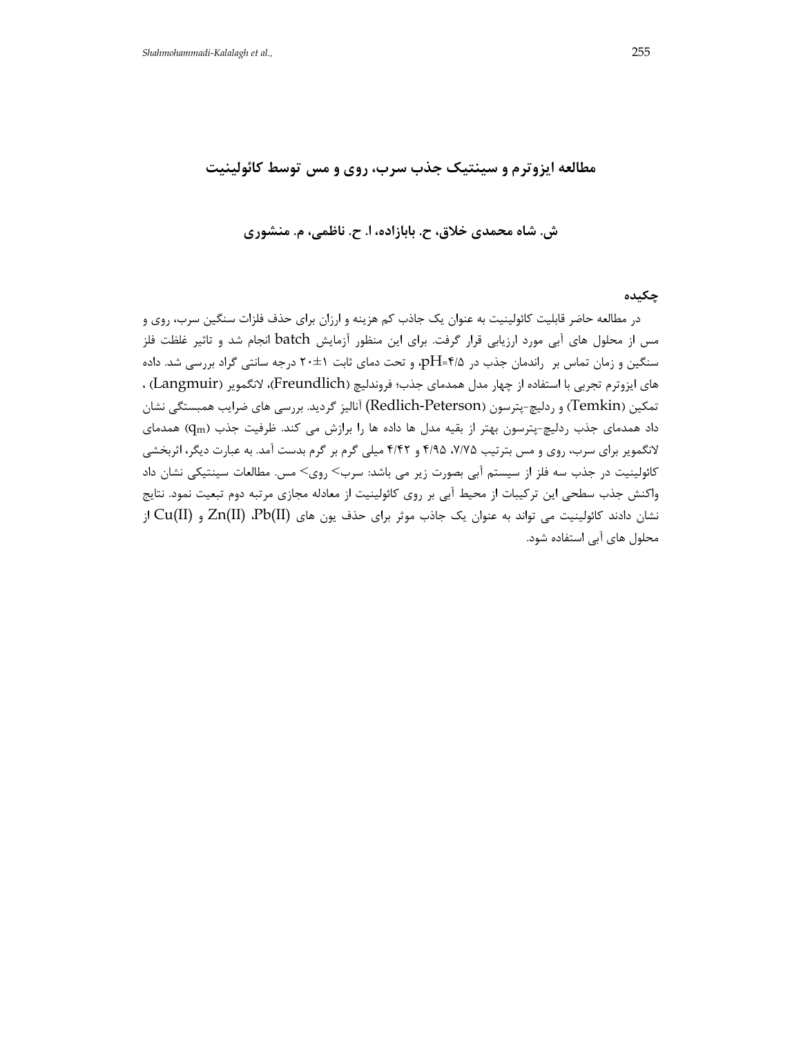# مطالعه ایزوترم و سینتیک جذب سرب، روی و مس توسط کائولینیت

**ش. شاه محمدی خلاق، ح. بابازاده، ا. ح. ناظمی، م. منشوری**

## چکیده

در مطالعه حاضر قابلیت کائولینیت به عنوان یک جاذب کم هزینه و ارزان برای حذف فلزات سنگین سرب، روی و مس از محلول های آبی مورد ارزیابی قرار گرفت. برای این منظور آزمایش batch انجام شد و تاثیر غلظت فلز سنگین و زمان تماس بر راندمان جذب در pH=۴/۵، و تحت دمای ثابت ۱±۲۰ درجه سانتی گراد بررسی شد. داده های ایزوترم تجربی با استفاده از چهار مدل همدمای جذب؛ فروندلیچ (Freundlich)، لانگموير (Langmuir) ، تمکین (Temkin) و ردلیچ-پترسون (Redlich-Peterson) آنالیز گردید. بررسی های ضرایب همبستگی نشان داد همدمای جذب ردلیچ-پترسون بهتر از بقیه مدل ها داده ها را برازش می کند. ظرفیت جذب ($q_m$) همدمای لانگموير برای سرب، روی و مس بترتیب ۷/۷۵، ۴/۹۵ و ۴/۴۲ میلی گرم بر گرم بدست آمد. به عبارت دیگر، اثربخشی کائولینیت در جذب سه فلز از سیستم آبی بصورت زیر می باشد: سرب> روی> مس. مطالعات سینتیکی نشان داد واکنش جذب سطحی این ترکیبات از محیط آبی بر روی کائولینیت از معادله مجازی مرتبه دوم تبعیت نمود. نتایج نشان دادند کائولینیت می تواند به عنوان یک جاذب موثر برای حذف یون های Pb(II)، Zn(II) و Cu(II) از محلول های آبی استفاده شود.